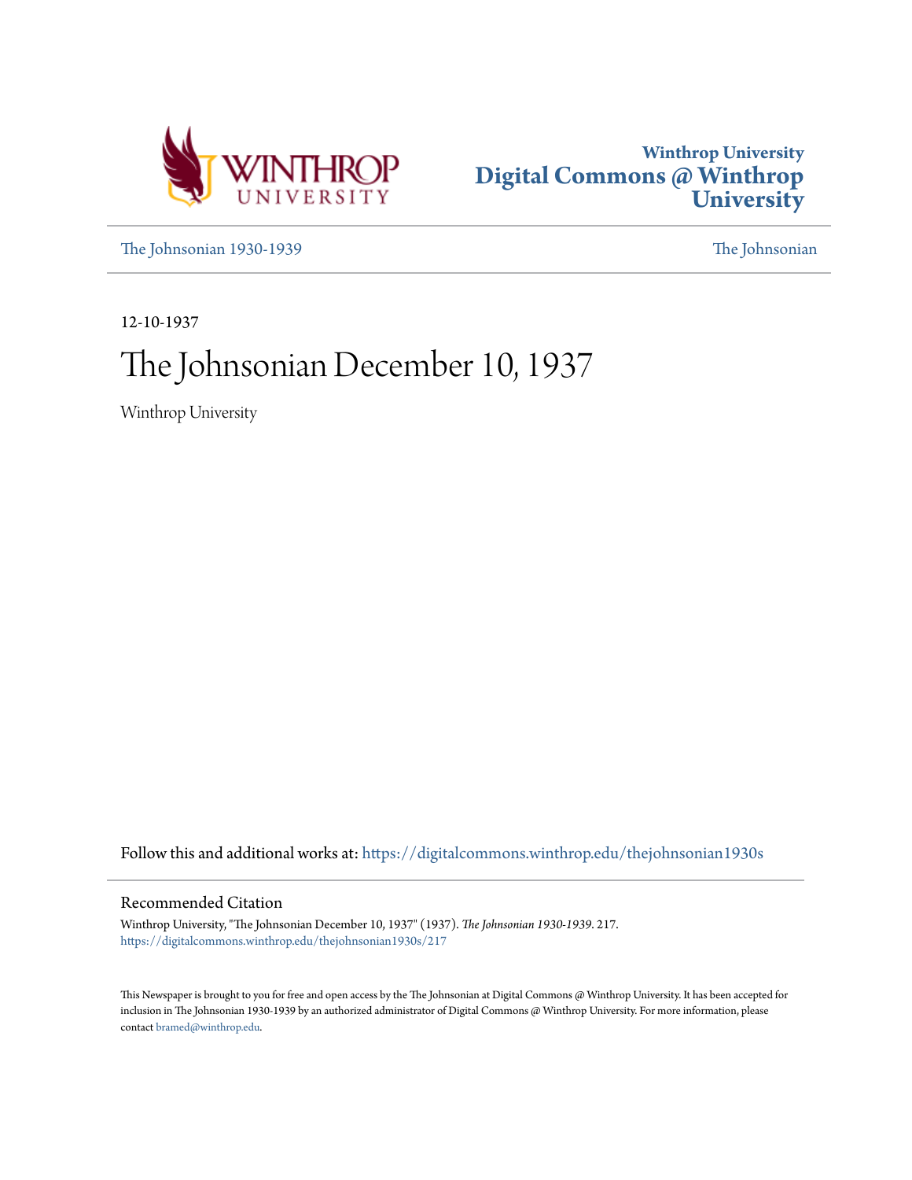Winthrop University

Digital Commons @ Winthrop University

The Johnsonian 1930-1939

The Johnsonian

12-10-1937

# The Johnsonian December 10, 1937

Winthrop University

Follow this and additional works at: https://digitalcommons.winthrop.edu/thejohnsonian1930s

## Recommended Citation

Winthrop University, "The Johnsonian December 10, 1937" (1937). *The Johnsonian 1930-1939*. 217.
https://digitalcommons.winthrop.edu/thejohnsonian1930s/217

This Newspaper is brought to you for free and open access by the The Johnsonian at Digital Commons @ Winthrop University. It has been accepted for inclusion in The Johnsonian 1930-1939 by an authorized administrator of Digital Commons @ Winthrop University. For more information, please contact bramed@winthrop.edu.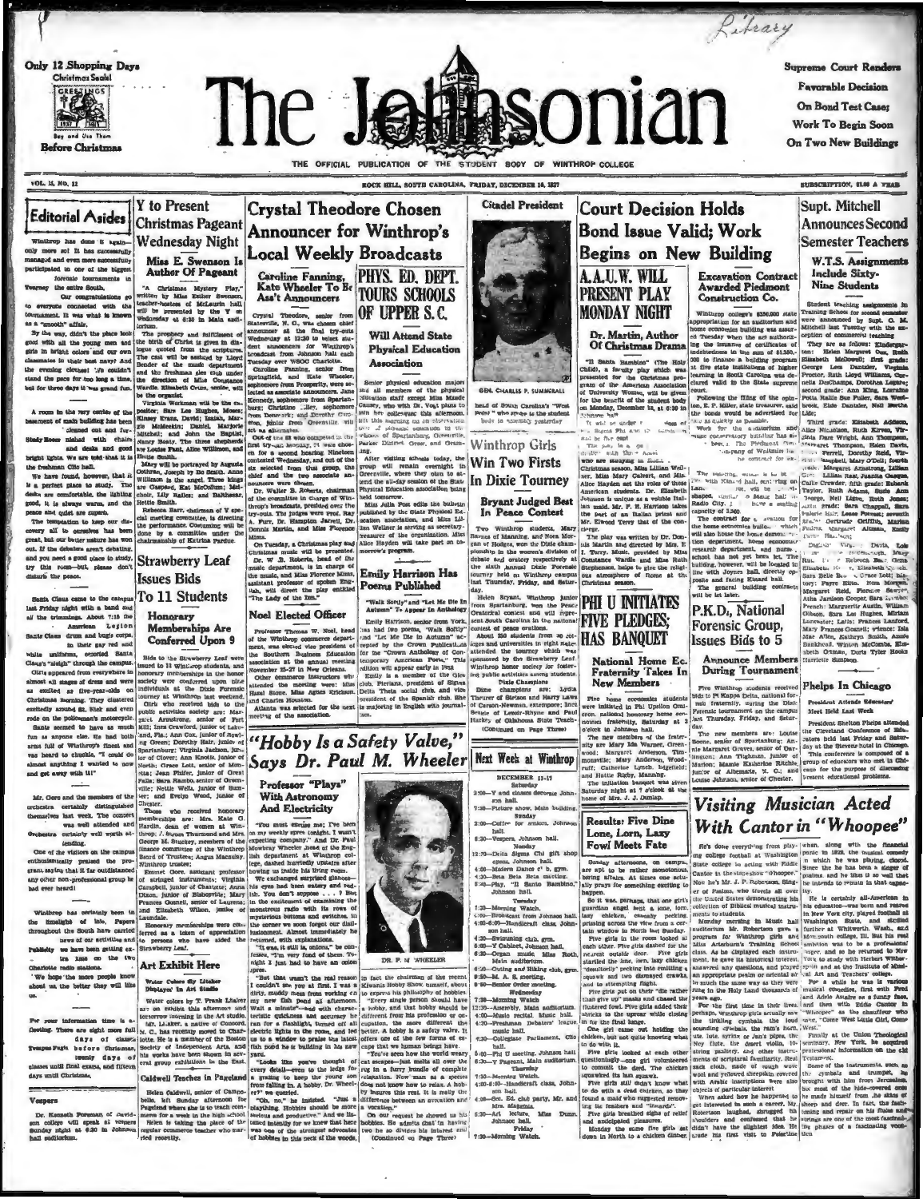Only 12 Shopping Days

Christmas Seals! Buy and Use Them Before Christmas

# The Johnsonian

THE OFFICIAL PUBLICATION OF THE STUDENT BODY OF WINTHROP COLLEGE

Supreme Court Renders Favorable Decision On Bond Test Case; Work To Begin Soon On Two New Buildings

VOL. 15, NO. 11 — ROCK HILL, SOUTH CAROLINA, FRIDAY, DECEMBER 10, 1937 — SUBSCRIPTION, $1.00 A YEAR

## Editorial Asides

Winthrop has done it again—only more so! It has successfully managed and even more successfully participated in one of the biggest forensic tournaments in the entire South.

Our congratulations go to everyone connected with the tournament. It was what is known as a "smooth" affair.

By the way, didn't the place look good with all the young men and girls in bright colors and our own classmates in their best navy? And the evening clothes! 'Tis couldn't stand the pace for too long a time, but for three days it was grand fun.

A room in the very centre of the basement of main building has been cleaned out and furnished with chairs and desks and good bright lights. We are told that it is the freshman Clio hall.

We have found, however, that it is a perfect place to study. The desks are comfortable, the lighting good, it is always warm, and the peace and quiet are superb.

The temptation to keep our discovery all to ourselves has been great, but our better nature has won out. If the debaters aren't debating, and you need a good place to study, try this room—but, please don't disturb the peace.

Santa Claus came to the campus last Friday night with a band and all the trimmings. About 7:15 the American Legion Santa Claus drum and bugle corps, in their gay red and white uniforms, escorted Santa Claus's "sleigh" through the campus.

Girls appeared from everywhere in almost all stages of dress and were as excited as five-year-olds on Christmas morning. They clustered excitedly around St. Nick and even rode on the policeman's motorcycle.

Santa seemed to have as much fun as anyone else. He had both arms full of Winthrop's finest and was heard to chuckle, "I could do almost anything I wanted to now and get away with it!"

Mr. Gore and the members of the orchestra certainly distinguished themselves last week. The concert was well attended and Orchestra certainly well worth attending.

One of the visitors on the campus enthusiastically praised the program, saying that it far outdistanced any other non-professional group he had ever heard!

Winthrop has certainly been in the limelight of late. Papers throughout the South have carried news of our activities and Publicity we have been getting extra time on the two Charlotte radio stations.

We hope the more people know about us the better they will like us.

For your information time is a-fleeting. There are eight more full days of classes before Christmas, twenty days of classes until final exams, and fifteen days until Christmas.

### Vespers

Dr. Kenneth Foreman of Davidson college will speak at vespers Sunday night at 6:30 in Johnson hall auditorium.

## Y to Present Christmas Pageant Wednesday Night

### Miss E. Swenson Is Author Of Pageant

"A Christmas Mystery Play," written by Miss Esther Swenson, teacher-hostess of McLaurin hall, will be presented by the Y on Wednesday at 6:30 in Main auditorium.

The prophecy and fulfillment of the birth of Christ is given in dialogue quoted from the scriptures. The cast will be assisted by Lloyd Bender of the music department and the freshman glee club under the direction of Miss Constance Wardle. Elizabeth Crum, senior, will be the organist.

Virginia Workman will be the ... Sara Lee Hughes, Moses; Kinsey Evans, David; Isaiah, Marjorie Mitchell; and John the Baptist, Nancy Beaty. The three shepherds are Louise Fant, Alice Williman, and Hattie Smith.

Mary will be portrayed by Augusta Cothran, Joseph by Bo Smith. Anne Williman is the angel. Three kings are Gaspard, Kat McCollum; Melchoir, Lily Ralles; and Balthasar, Hettie Smith.

Rebecca Barr, chairman of Y special meeting committee, is directing the performance. Costuming will be done by a committee under the chairmanship of Katrina Pardue.

## Strawberry Leaf Issues Bids To 11 Students

### Honorary Memberships Are Conferred Upon 9

Bids to the Strawberry Leaf were issued to 11 Winthrop students, and honorary membership in the honor society were conferred upon nine individuals at the Dixie Forensic tournament at Winthrop last weekend.

Girls who received bids to the public activities society are: Margaret Armstrong, senior of Fort Mill; Inez Crawford, junior of Lake-land, Fla.; Ann Cox, junior of Bowling Green; Dorothy Hair, junior of Spartanburg; Virginia Jackson, junior of Clover; Grace Lott, senior of Monetta; Jean Phifer, junior of Great Falls; Sara Rambo, senior of Greenville; Nettie Wells, junior of Sumter; and Evelyn Wood, junior of Chester.

Those who received honorary memberships are: Mrs. Kate G. Hardin, dean of women at Winthrop; J. Strom Thurmond and Mrs. George M. Stuckey, members of the finance committee of the Winthrop Board of Trustees; Angus Macaulay, Winthrop trustee;

Emmett Gore, assistant professor of stringed instruments; Virginia Campbell, junior of Chester; Anna Dixon, junior of Bishopville; Mary Frances Gunnell, senior of Laurens; and Elizabeth Wilson, junior of Laundale.

Honorary memberships were conferred as a token of appreciation to persons who have aided the Strawberry Leaf.

## Art Exhibit Here

### Water Colors By Litaker Displayed In Art Studio

Water colors by T. Frank Litaker are on exhibit this afternoon and tomorrow morning in the Art studio. Mr. Litaker, a native of Concord, N. C., has recently moved to Charlotte. He is a member of the Boston Society of Independent Arts, and his works have been shown in several group exhibitions in the East.

### Caldwell Teaches in Pageland

Helen Caldwell, senior of Campobello, left Sunday afternoon for Pageland where she is to teach commerce for a week in the high school. Helen is taking the place of the regular commerce teacher who married recently.

## Crystal Theodore Chosen Announcer for Winthrop's Local Weekly Broadcasts

### Caroline Fanning, Kate Wheeler To Be Ass't Announcers

Crystal Theodore, senior from Statesville, N. C., was chosen chief announcer at the final try-outs Wednesday at 12:30 to select student announcers for Winthrop's broadcast from Johnson hall each Tuesday over WSOC Charlotte.

Caroline Fanning, junior from Springfield, and Kate Wheeler, sophomore from Prosperity, were selected as associate announcers. Jane Kennedy, sophomore from Spartanburg; Christine ...ley, sophomore from Denmark; and Dorothy Ganson, junior from Greenville, will act as alternates.

Out of the 48 who competed in the first try-out Monday, 21 were chosen for a second hearing. Nineteen contested Wednesday, and out of the six selected from that group, the chief and the two associate announcers were chosen.

Dr. Walter B. Roberts, chairman of the committee in charge of Winthrop's broadcasts, presided over the try-outs. The judges were Prof. Ray A. Furr, Dr. Hampton Jarrell, Dr. Donnis Martin, and Miss Florence Minis.

On Tuesday, a Christmas play and Christmas music will be presented. Dr. W. B. Roberts, head of the music department, is in charge of the music, and Miss Florence Minis, assistant professor of spoken English, will direct the play entitled "The Lady of the Inn."

## PHYS. ED. DEPT. TOURS SCHOOLS OF UPPER S. C.

### Will Attend State Physical Education Association

Senior physical education majors and all members of the physical education staff except Miss Maude Causey, who with Dr. Vogt plans to join her colleagues this afternoon, left this morning on an observation tour of physical education in the schools of Spartanburg, Greenville, Parker District, Greer, and Orangeburg.

After visiting schools today, the group will remain overnight in Greenville, where they plan to attend the all-day session of the State Physical Education association being held tomorrow.

Miss Julia Post edits the bulletin published by the State Physical Education association, and Miss Lillian Wellner is serving as secretary-treasurer of the organization. Miss Alice Hayden will take part on tomorrow's program.

## Noel Elected Officer

Professor Thomas W. Noel, head of the Winthrop commerce department, was elected vice president of the Southern Business Education association at the annual meeting November 25-27 in New Orleans.

Other commerce instructors who attended the meeting were: Miss Hazel Stone, Miss Agnes Erickson, and Charles Houston.

Atlanta was selected for the next meeting of the association.

## Emily Harrison Has Poems Published

### "Walk Sorly" and "Let Me Die In Autumn" To Appear In Anthology

Emily Harrison, senior from York, has had two poems, "Walk Softly" and "Let Me Die In Autumn" accepted by the Crown Publications for the "Crown Anthology of Contemporary American Poets." This edition will appear early in 1938.

Emily is a member of the Glee club, Pierians, president of Sigma Delta Theta social club, and vice president of the Spanish club. She is majoring in English with journalism.

## "Hobby Is a Safety Valve," Says Dr. Paul M. Wheeler

### Professor "Plays" With Astronomy And Electricity

"You must excuse me; I've been on my weekly spree tonight. I wasn't expecting company." And Dr. Paul Mowbray Wheeler, head of the English department at Winthrop college, dashed hurriedly upstairs after bowing us into his living room.

We exchanged surprised glances—his eyes had been watery and red—rimmed. You don't suppose ... ? But in the excitement of examining the monstrous radio with its rows of mysterious buttons and switches, in the corner we soon forgot our disillusionment. Almost immediately he returned, with explanations.

"It was, is still is, onions," he confesses, "I'm very fond of them. Tonight I just had to have an onion spree.

"But that wasn't the real reason I couldn't see you at first. I was a little dirty. I've been at work on my new fish pond all afternoon. Wait a minute"—and with characteristic quickness and accuracy he ran for a flashlight, turned off all electric lights in the room, and led us to a window to praise the latest fish pond he is building in his new yard.

"Looks like you've thought of every detail—even to the ledge for a grating to keep the young son from falling in. A hobby, Dr. Wheeler?" we queried.

"Oh, no," he insisted. "Just a plaything. Hobbies should be more serious and productive." And we listened intently for we knew that here was one of the strongest advocates of hobbies in this neck of the woods.

DR. P. M. WHEELER

In fact the chairman of the recent Kiwanis Hobby Show himself, about to express his philosophy of hobbies.

"Every single person should have a hobby, and that hobby should be different from his profession or occupation, the more different the better. A hobby is a safety valve. It offers one of the few forms of escape that we human beings have.

"You've seen how the world weary cat escapes—just melts all over the rug in a furry bundle of complete relaxation. Now man as a species does not know how to relax. A hobby by taking this rest. It is really the difference between an avocation and a vocation."

On our request he showed us his hobbies. He admits that he having two as he divides his interest and (Continued on Page Three)

## Citadel President

GEN. CHARLES P. SUMMERALL

head of South Carolina's "West Point" who spoke to the student body in assembly yesterday.

## Winthrop Girls Win Two Firsts In Dixie Tourney

### Bryant Judged Best In Peace Contest

Two Winthrop students, Mary Barnes of Manning, and Nora Morgan of Hodges, won the Dixie championship in the women's division of debate and oratory respectively at the sixth annual Dixie Forensic tourney held on Winthrop campus last Thursday, Friday, and Saturday.

Helen Bryant, Winthrop junior from Spartanburg, won the Peace Oratorical contest and will represent South Carolina in the national contest of peace orations.

About 250 students from 30 colleges and universities in eight states attended the tourney which was sponsored by the Strawberry Leaf Winthrop honor society for fostering public activities among students.

**Dixie Champions**

Dixie champions are: Lydia Thrower of Stetson and Harry Laws of Carson-Newman, extempore; Inez Benson of Lenoir-Rhyne and Paul Harkey of Oklahoma State Teach- (Continued on Page Three)

## Next Week at Winthrop

**DECEMBER 11-17**

**Saturday**

2:00—Y and classes decorate Johnson hall.

7:30—Picture show, Main building.

**Sunday**

2:00—Coffee for seniors, Johnson hall.

6:30—Vespers, Johnson hall.

**Monday**

12:30—Delta Sigma Chi gift shop opens, Johnson hall.

4:00—Modern Dance c'l b, gym.

4:30—Beta Beta Beta meeting.

6:30—Play, "Il Santo Bambino," Johnson hall.

**Tuesday**

7:30—Morning Watch.

4:00—Broadcast from Johnson hall.

4:00-6:00—Handicraft class, Johnson hall.

4:30—Swimming club, gym.

6:00—Y Cabinet, Johnson hall.

6:00—Organ music, Miss Roth, Main auditorium.

7:00—Outing and Hiking club, gym.

8:30—M. A. S. meeting.

9:00—Senior Order meeting.

**Wednesday**

7:30—Morning Watch.

12:30—Assembly, Main auditorium.

4:00—Music recital, Music hall.

4:30—Freshman Debaters' league, music hall.

4:30—Collegiate Parliament, Clio hall.

5:00—Phi U meeting, Johnson hall.

6:30—Y Pageant, Main auditorium.

**Thursday**

7:30—Morning Watch.

4:00-6:00—Handicraft class, Johnson hall.

4:30—Sec. Ed. club party, Mr. and Mrs. Magginis.

6:30—Art lecture, Miss Dunn, Johnson hall.

**Friday**

7:30—Morning Watch.

## Court Decision Holds Bond Issue Valid; Work Begins on New Building

### Excavation Contract Awarded Piedmont Construction Co.

Winthrop college's $336,000 state appropriation for an auditorium and home economics building was assured Tuesday when the act authorizing the issuance of certificates of indebtedness in the sum of $1,350,000 to finance a building program at five state institutions of higher learning in South Carolina was declared valid to the State supreme court.

Following the filing of the opinion, E. P. Miller, state treasurer, said the bonds would be advertised for sale as quickly as possible.

Work for the auditorium and music conservatory building has already begun. The Piedmont Construction company of Winthrop has the contract for excavation.

The building, which is to be ... with Kincaid hall, centering on ... shaped ... seating capacity of 3,500.

The contract for a ... the home economics building, which will also house the home demonstration department, home economics research department, and nursery school has not yet been let. The building, however, will be located in line with Joynes hall, directly opposite and facing Kinard hall.

The general building contracts will be let later.

## A.A.U.W. WILL PRESENT PLAY MONDAY NIGHT

### Dr. Martin, Author Of Christmas Drama

"Il Santo Bambino" (The Holy Child), a faculty play which was presented for the Christmas program of the American Association of University Women, will be given for the benefit of the student body on Monday, December 13, at 6:30 in Johnson hall.

... Sigma Phi ...

The ... is a ... who are staying in ... Christmas season. Miss Lillian Wellner, Miss Mary Calvert, and Miss Alice Hayden act the roles of these American students. Dr. Elizabeth Johnson is unique as a voluble Italian maid. Mr. F. H. Harrison takes the part of an Italian artist and Mr. Elwood Terry that of the clergy.

The play was written by Dr. Donnis Martin and directed by Mrs. E. T. Terry. Music provided by Miss Constance Wardle and Miss Ruth Stephenson, helps to give the religious atmosphere of Rome at the Christmas season.

## PHI U INITIATES FIVE PLEDGES; HAS BANQUET

### National Home Ec. Fraternity Takes In New Members

Five home economics students were initiated in Phi Upsilon Omicron, national honorary home economics fraternity, Saturday at 5 o'clock in Johnson hall.

The new members of the fraternity are Mary Ida Warner, Greenwood; Margaret Anderson, Timmonsville; Mary Anderson, Woodruff; Catherine Lynch, Edgefield; and Hattie Rigby, Manning.

The initiation banquet was given Saturday night at 7 o'clock at the home of Mrs. J. J. Dunlap.

## Results: Five Dine Lone, Lorn, Lazy Fowl Meets Fate

Sunday afternoons, on campus, are apt to be rather monotonous, boring affairs. At times one actually prays for something exciting to happen.

So it was, perhaps, that one girl's guardian angel sent a lone, lorn, lazy chicken, steadily pecking, prissing across the view from a certain window in North last Sunday.

Five girls in the room looked at each other. Five girls dashed for the nearest outside door. Five girls started the lone, lorn, lazy chicken "desultorily" pecking into emitting a squawk and two dismayed crawks, and an attempting flight.

Five girls put on their "ole tryin'" that give up" masks and chased the fluttered fowl. Five girls added their shrieks to the uproar while closing in for the final lunge.

One girl came out holding the chicken, but not quite knowing what to do with it.

Five girls looked at each other questioningly—one girl volunteered to consult the dorm. The chicken squawked its last squawk.

Five girls didn't know what to do with a dead chicken, so they found a maid who suggested removing its feathers.

Five girls breathed sighs of relief and anticipated pleasures.

Monday the same five girls sat down in North to a chicken dinner.

## P.K.D., National Forensic Group, Issues Bids to 5

### Announce Members During Tournament

Five Winthrop students received bids to Pi Kappa Delta, national forensic fraternity, during the Dixie Forensic tournament on the campus last Thursday, Friday, and Saturday.

The new members are: Louise Boone, senior of Spartanburg; Annie Margaret Graves, senior of Darlington; Ann Tilghman, junior of Marion; Mamie Katherine Ritchie, junior of Allendale, N. C.; and Louise Johnson, senior of Chester.

## Supt. Mitchell Announces Second Semester Teachers

### W.T.S. Assignments Include Sixty-Nine Students

Student teaching assignments in Training School for second semester were announced by Supt. G. M. Mitchell last Tuesday with the exception of commercial teaching.

They are as follows: Kindergarten: Helen Margaret Cox, Ruth Elizabeth McDowell; first grade: George Lee Dantzler, Virginia Proctor, Ruth Lloyd Williams, Cornelia DesChamps, Dorothea Legare; second grade: Ann King, Lorraine Potts, Ralls Sue Fuller, Sara Westbrook, Elsie Dantzler, Nell Martha Lide;

Third grade: Elizabeth Addison, Alice Nicholson, Ruth Elrod, Virginia Dare Wright, Ann Thompson, Margaret Thompson, Helen Davis, ... Ferrell, Dorothy Reid, ... Campbell, Mary O'Dell; fourth grade: Margaret Armstrong, Lillian ... Lillian Rast, Juanita Cassels, Callie Crowder, fifth grade: Eubank Taylor, Ruth Crane, Susie Ann ... George, Nell Lipps, Ruth Jones; sixth grade: Sara Chappell, Sara ... Hair, Louise Fewell; seventh grade: Gertrude Griffith, Marion Poulos, Margaret Altman, Emily ...

English: Virginia Davis, Lois ... Martin, ... Mary ... Ruth ... Rebecca Bar, ... Elizabeth ... Elizabeth ... Sara Belle Bo..., Grace Lott; history: Fayre Hitt, Nona Morgan, Margaret Reid, Florence Sawyer, Atha Jamison Cooper, Sara ...; French: Marguerite Austin, William Gibson, Sara Lee Hughes, Miriam Lancaster; Latin: Frances Ledford, Mary Frances Gunnell; science: Isla Mae Allen, Kathryn Culp, Annie Bankhead, Winton McCombs, Elizabeth Ottman, Doris Tyler Hooks, Harriette Simpson.

## Phelps In Chicago

### President Attends Educators' Meet Held Last Week

President Shelton Phelps attended the Cleveland Conference of Educators held last Friday and Saturday at the Stevens hotel in Chicago.

This conference is composed of a group of educators who meet in Chicago for the purpose of discussing present educational problems.

## Visiting Musician Acted With Cantor in "Whoopee"

He's done everything from playing college football at Washington State college to acting with Eddie Cantor in the stage show "Whoopee." Now he's Mr. J. P. Robertson, singer of Psalms, who travels all over the United States demonstrating his collection of Biblical musical instruments to students.

Monday morning in Music hall auditorium Mr. Robertson gave a program for Winthrop girls and Miss Arterburn's Training School class. As he displayed each instrument, he gave its historical interest, answered any questions, and played an appropriate psalm or selection all in much the same way as they were sung in the Holy Land thousands of years ago.

For the first time in their lives, perhaps, Winthrop girls actually saw the tinkling cymbals, the loud sounding cymbals, the ram's horn, the lute, lyre, sistrum or Jew's pipe, the Ney flute, the desert violin, 10-string psaltery, and other instruments of scriptural familiarity. Each made of rough wood and yellowed shepherd's covering with Arabic inscriptions ... objects of particular interest.

When asked how he happened to get interested in such a career, Mr. Robertson laughed, shrugged his shoulders and confessed that he didn't have the slightest idea. He made his first visit to Palestine when, along with the financial panic in 1929, the musical comedy in which he was playing closed. Since then he has been a singer of psalms, and he likes it so well that he intends to remain in that capacity.

He is certainly all-American in his education—was born and raised in New York city, played football at Washington State, and studied further at Whitworth, Wash., and Monmouth college, Ill. But his real ambition was to be a professional singer, and so he returned to New York to study with Herbert Witherspoon and at the Institute of Musical Art and Teachers' college.

For a while he was in various musical comedies, first with Fred and Adele Astaire as a funny face, and then with Eddie Cantor in "Whoopee" as the chauffeur who sang, "Come West Little Girl, Come West."

Finally at the Union Theological seminary, New York, he acquired professional information on the old Testament.

Some of the instruments, such as the cymbals and trumpet, he brought with him from Jerusalem, but most of the hide-covered ones he made himself from the skins of sheep and deer. In fact, the fashioning and repair on his flute and strings are one of the most fascinating phases of a fascinating vocation.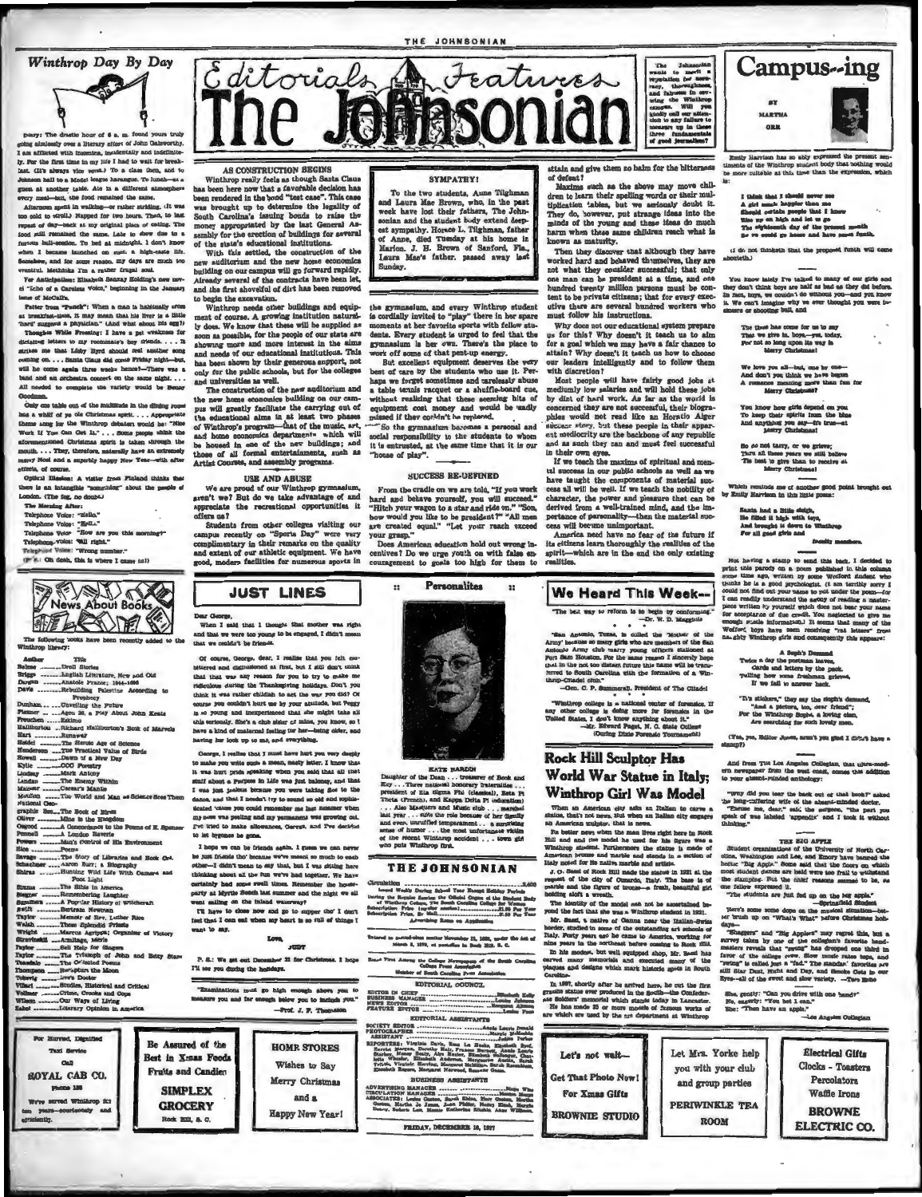# Winthrop Day By Day

Diary: The drastic hour of 6 a. m. found yours truly going aimlessly over a literary effort of John Galsworthy. I am afflicted with insomnia, incidentally and indefinitely. For the first time in my life I had to wait for breakfast. (It's always vice versa.) To a class then, and to Johnson hall to a Model league harangue. To lunch—as a guest at another table. Ate in a different atmosphere every meal—but, the food remained the same.

Afternoon spent in walking—or rather striding. (It was too cold to stroll.) Napped for two hours. Then, to last repast of day—back at my original place of eating. The food still remained the same. Late to slow due to a furious bull-session. To bed at midnight. I don't know when I became launched on such a high-caste life. Somehow, and for some reason, my days are much too eventful. Methinks I'm a rather frugal soul.

For Anticipation: Elizabeth Seaxay Holding's new novel "Echo of a Careless Voice," beginning in the January issue of McCall's.

Patter from "Punch": When a man is habitually cross at breakfast-time, it may mean that his liver is a little "hard" suggests a physician." (And what about his egg?)

Thought While Freezing: I have a pet weakness for dictating letters to my roommate's boy friends. . . . It strikes me that Libby Byrd should feel another song coming on. . . . Santa Claus did come Friday night—but, will he come again three weeks hence?—There was a band and an orchestra concert on the same night. . . . All needed to complete the variety would be Benny Goodman.

Only one table out of the multitude in the dining room has a whiff of ye ole Christmas spirit. . . . Appropriate theme song for the Winthrop debaters would be: "Nice Work If You Can Get It." . . . Some people think the aforementioned Christmas spirit is taken through the mouth. . . . They, therefore, naturally have an extremely merry Noel and a superbly happy New Year—with after effects, of course.

Optical Illusion: A visitor from Finland thinks that there is an intangible "something" about the people of London. (The fog, no doubt.)

The Morning After:

Telephone Voice: "Hello."
Telephone Voice: "Hell—"
Telephone Voice: "How are you this morning?"
Telephone Voice: "All right."
Telephone Voice: "Wrong number."
(P. S.: Oh dear, this is where I came in!)

## News About Books

The following books have been recently added to the Winthrop library:

| Author | Title |
|---|---|
| Balzac | Droll Stories |
| Briggs | English Literature, New and Old |
| Dargan | Anatole France; 1844-1896 |
| Davis | Rebuilding Palestine According to Prophecy |
| Dunham | Unveiling the Future |
| Flatner | Aria 26, a Play About John Keats |
| Freuchen | Eskimo |
| Haliburton | Richard Halliburton's Book of Marvels |
| Hart | Runaway |
| Heidel | The Heroic Age of Science |
| Henderson | The Practical Value of Birds |
| Howell | Dawn of a New Day |
| Kylie | CCC Forestry |
| Lindsay | Mark Antony |
| Landau | The Enemy Within |
| Malcolm | Caesar's Mantle |
| Moulton | The World and Man as Science Sees Them |
| National Geographic Soc. | The Book of Birds |
| Oliver | Mine is the Kingdom |
| Osgood | A Concordance to the Poems of E. Spenser |
| Pennell | A London Reverie |
| Powers | Man's Control of His Environment |
| Rice | Poems |
| Savage | The Story of Libraries and Book Collecting |
| Schachner | Aaron Burr; a Biography |
| Shiras | Hunting Wild Life With Camera and Foot Light |
| Simms | The Bible in America |
| Stegner | Remembering Laughter |
| Summers | Popular History of Witchcraft |
| Swift | Bertram Newman |
| Taylor | Memoir of Rev. Luther Rice |
| Walsh | These Splendid Priests |
| Wright | Marcus Agrippa; Organizer of Victory |
| Strawbeidl | Armitage, Meria |
| Taylor | Self Help for Singers |
| Taylor | The Triumph of John and Betty Stam |
| Teasdale | The Collected Poems |
| Thompson | Swing-ing the Moon |
| Tolstoy | Ivan's Doctor |
| Villari | Studies, Historical and Critical |
| Vollmer | Times, Crooks and Cops |
| Wilson | Our Ways of Living |
| Zabel | Literary Opinion in America |

For Hurried, Dignified Taxi Service

Call

ROYAL CAB CO.

Phone 155

We've served Winthrop for ten years—courteously and efficiently.

---

Be Assured of the Best in Xmas Foods

Fruits and Candies

SIMPLEX GROCERY

Rock Hill, S. C.

---

# Editorials & Features — The Johnsonian

## AS CONSTRUCTION BEGINS

Winthrop really feels as though Santa Claus has been here now that a favorable decision has been rendered in the bond "test case." This case was brought up to determine the legality of South Carolina's issuing bonds to raise the money appropriated by the last General Assembly for the erection of buildings for several of the state's educational institutions.

With this settled, the construction of the new auditorium and the new home economics building on our campus will go forward rapidly. Already several of the contracts have been let, and the first shovelful of dirt has been removed to begin the excavation.

Winthrop needs other buildings and equipment of course. A growing institution naturally does. We know that these will be supplied as soon as possible, for the people of our state are showing more and more interest in the aims and needs of our educational institutions. This has been shown by their generous support, not only for the public schools, but for the colleges and universities as well.

The construction of the new auditorium and the new home economics building on our campus will greatly facilitate the carrying out of the educational aims in at least two phases of Winthrop's program—that of the music, art, and home economics departments which will be housed in one of the new buildings; and those of all formal entertainments, such as Artist Courses, and assembly programs.

## USE AND ABUSE

We are proud of our Winthrop gymnasium, aren't we? But do we take advantage of and appreciate the recreational opportunities it offers us?

Students from other colleges visiting our campus recently on "Sports Day" were very complimentary in their remarks on the quality and extent of our athletic equipment. We have good, modern facilities for numerous sports in the gymnasium, and every Winthrop student is cordially invited to "play" there in her spare moments at her favorite sports with fellow students. Every student is urged to feel that the gymnasium is her own. There's the place to work off some of that pent-up energy.

But excellent equipment deserves the very best of care by the students who use it. Perhaps we forget sometimes and carelessly abuse a table tennis racquet or a shuffle-board cue, without realizing that these seeming bits of equipment cost money and would be sadly missed if they couldn't be replaced.

So the gymnasium becomes a personal and social responsibility to the students to whom it is entrusted, at the same time that it is our "house of play".

## SYMPATHY!

To the two students, Anne Tilghman and Laura Mae Brown, who, in the past week have lost their fathers, The Johnsonian and the student body extend deepest sympathy. Horace L. Tilghman, father of Anne, died Tuesday at his home in Marion. J. H. Brown of Sanford, Fla., Laura Mae's father, passed away last Sunday.

## SUCCESS RE-DEFINED

From the cradle on we are told, "If you work hard and behave yourself, you will succeed." "Hitch your wagon to a star and ride on." "Son, how would you like to be president?" "All men are created equal." "Let your reach exceed your grasp."

Does American education hold out wrong incentives? Do we urge youth on with false encouragement to goals too high for them to attain and give them no balm for the bitterness of defeat?

Maxims such as the above may move children to learn their spelling words or their multiplication tables, but we seriously doubt it. They do, however, put strange ideas into the minds of the young and these ideas do much harm when these same children reach what is known as maturity.

Then they discover that although they have worked hard and behaved themselves, they are not what they consider successful; that only one man can be president at a time, and one hundred twenty million persons must be content to be private citizens; that for every executive there are several hundred workers who must follow his instructions.

Why does not our educational system prepare us for this? Why doesn't it teach us to aim for a goal which we may have a fair chance to attain? Why doesn't it teach us how to choose our leaders intelligently and to follow them with discretion?

Most people will have fairly good jobs at medium low salaries and will hold these jobs by dint of hard work. As far as the world is concerned they are not successful, their biographies would not read like an Horatio Alger success story, but these people in their apparent mediocrity are the backbone of any republic and as such they can and must feel successful in their own eyes.

If we teach the maxims of spiritual and mental success in our public schools as well as we have taught the components of material success all will be well. If we teach the nobility of character, the power and pleasure that can be derived from a well-trained mind, and the importance of personality—then the material success will become unimportant.

America need have no fear of the future if its citizens learn thoroughly the realities of the spirit—which are in the end the only existing realities.

## JUST LINES

Dear George,

When I said that I thought that mother was right and that we were too young to be engaged, I didn't mean that we couldn't be friends.

Of course, George, dear, I realize that you felt embittered and disillusioned at first, but I still don't think that that was any reason for you to try to make me ridiculous during the Thanksgiving holidays. Don't you think it was rather childish to act the way you did? Of course you couldn't hurt me by your attitude, but Peggy is so young and inexperienced that she might take all this seriously. She's a club sister of mine, you know, so I have a kind of maternal feeling for her—being older, and having her look up to me, and everything.

George, I realize that I must have hurt you very deeply to make you write such a mean, nasty letter. I know that it was hurt pride speaking when you said that all that stuff about a Purpose in Life was just baloney, and that I was just jealous because you were taking Sue to the dance, and that I needn't try to sound so old and sophisticated 'cause you could remember me last summer when my nose was peeling and my permanent was growing out. I've tried to make allowances, George, and I've decided to let bygones be gone.

I hope we can be friends again. I guess we can never be just friends tho' because we've meant so much to each other—I didn't mean to say that, but I was sitting here thinking about all the fun we've had together. We have certainly had some swell times. Remember the houseparty at Myrtle Beach last summer and the night we all went sailing on the inland waterway?

I'll have to close now and go to supper tho' I don't feel that I can eat when my heart is so full of things I want to say.

Love,

JUDY

P. S.: We get out December 21 for Christmas. I hope I'll see you during the holidays.

"Examinations must go high enough above you to measure you and far enough below you to include you." —Prof. J. P. Thomason

## :: Personalities ::

KATE BARDIN

Daughter of the Dean . . . treasurer of Book and Key . . . Three national honorary fraternities . . . president of Eta Sigma Phi (classical), Beta Pi Theta (French), and Kappa Delta Pi (education) . . . Also Masquers and Music club . . . marshal last year . . . rules the role because of her dignity and even, unruffled temperament . . . a surprising sense of humor . . . the most unfortunate victim of the recent Wintarp accident . . . town girl who puts Winthrop first.

## THE JOHNSONIAN

Circulation ............................................. 2,400

Issued Weekly During School Year Except Holiday Periods During the Regular Session the Official Organ of the Student Body of Winthrop College, The South Carolina College for Women.
Subscription Price (regular session) ...............$1.00 Per Year
Subscription Price, By Mail ..............................$1.50 Per Year
Advertising Rates on Application

Entered as second-class matter November 21, 1923, under the Act of March 3, 1879, at postoffice in Rock Hill, S. C.

Member of the College Newspaper of the South Carolina College Press Association
Member of South Carolina Press Association

EDITORIAL COUNCIL

EDITOR IN CHIEF ........................ Elizabeth Kelly
BUSINESS MANAGER ........................ Louise Johnson
NEWS EDITOR ........................ Margaret Allison
FEATURE EDITOR ........................ Jeanne Vass

EDITORIAL ASSISTANTS

SOCIETY EDITOR ........................ Annie Laurie Donald
PHOTOGRAPHER ........................ Mary McMakin
ASSISTANT ........................ Adele Parker

REPORTERS: Virginia Davis, Rosa Lu Ruske, Elizabeth Byrd, Harriet Morgan, Dorothy Hair, Frances Barnes, Annie Laurie Starkey, Nancy Beaty, Alice Hester, Elizabeth Kellogg, Charlotte Wheeler, Elizabeth Anderson, Marguerite Austin, Sarah Tribble, Virginia Herring, Margaret McMillan, Sarah Richardson, Elizabeth Boyce, Margaret Norwood, Eugenia Grant.

BUSINESS ASSISTANTS

ADVERTISING MANAGER ........................ Nena White
CIRCULATION MANAGER ........................ Marion Hope
ASSOCIATES: Louise Gaston, Sarah Glenn, Mary Graves, Martha Gaines, Mattie Jo Jones, Jack Phillips, Betty Stroup, Doris Dowey, Roberta Lee, Minnie Katherine Ritchie, Anne Williams.

FRIDAY, DECEMBER 10, 1937

The Johnsonian wants to merit a reputation for accuracy, thoroughness, and fairness in covering the Winthrop campus. Will you kindly call our attention to any failure to measure up in these three fundamentals of good journalism?

## We Heard This Week—

"The best way to reform is to begin by conforming." —Dr. W. D. Magginis

"San Antonio, Texas, is called the 'Mother of the Army' because so many girls who are members of the San Antonio Army club marry young officers stationed at Fort Sam Houston. For the same reason I sincerely hope that in the not too distant future this name will be transferred to South Carolina with the formation of a Winthrop-Citadel club." —Gen. C. P. Summerall, President of The Citadel

"Winthrop college is a national center of forensics. If any other college is doing more for forensics in the United States, I don't know anything about it." —Mr. Edward Paget, N. C. State College (During State Forensic Tournament)

## Rock Hill Sculptor Has World War Statue in Italy; Winthrop Girl Was Model

When an American city calls an Italian to carve a statue, that's not news. But when an Italian city engages an American sculptor, that is news.

Far better news when the man lives right here in Rock Hill and and the model he used for his figure was a Winthrop student. Furthermore the statue is made of American bronze and marble and stands in a section of Italy noted for its native marble and artists.

J. O. Seasi of Rock Hill made the statue in 1921 at the request of the city of Camona, Italy. The base is of granite and the figure of bronze—a fresh, beautiful girl holding aloft a wreath.

The identity of the model can not be ascertained beyond the fact that she was a Winthrop student in 1921.

Mr. Seasi, a native of Canna near the Italian-Swiss border, studied in some of the outstanding art schools of Italy. Forty years ago he came to America, working for nine years in the northeast before coming to Rock Hill.

In his modest, but well equipped shop, Mr. Seasi has carved many memorials and executed many of the plaques and designs which mark historic spots in South Carolina.

In 1907, shortly after he arrived here, he cut the first granite statue ever produced in the South—the Confederate Soldiers' memorial which stands today in Lancaster. He has made 25 or more models of famous works of art which are used by the art department at Winthrop.

---

HOME STORES

Wishes to Say

Merry Christmas

and a

Happy New Year!

---

Let's not wait—

Get That Photo Now!

For Xmas Gifts

BROWNIE STUDIO

---

Let Mrs. Yorke help you with your club and group parties

PERIWINKLE TEA ROOM

---

# Campus-ing

BY MARTHA ORR

Emily Harrison has so ably expressed the present sentiments of the Winthrop student body that nothing would be more suitable at this time than the expression, which is:

> I think that I should never see
> A girl much happier than me
> Should certain people that I know
> Rise up on high and let us go
> The eighteenth day of the present month
> So we could go home and have paper funds.

(I do not thinketh that the proposed funds will come abouteth.)

You know lately I've talked to many of our girls and they don't think boys are half as bad as they did before. In fact, boys, we couldn't do without you—and you know it. We can't imagine why we ever thought you were insincere or shooting bull and

> The time has come for us to say
> That we give in, boys—yes, today.
> For not so long upon its way is
> Merry Christmas!
>
> We love you all—but, one by one—
> And don't you think we have begun
> A romance meaning more than fun for
> Merry Christmas?
>
> You know how girls depend on you
> To keep their spirits from the blue
> And anything you say—it's true—at
> Merry Christmas!
>
> So do not tarry, or we grieve;
> Turn all these years we still believe
> The best to give than to receive at
> Merry Christmas!

Which reminds me of another good point brought out by Emily Harrison in this little poem:

> Santa had a little sleigh,
> He filled it high with toys,
> And brought it down to Winthrop
> For all good girls and
> Faculty members.

Not having a stamp to send this back, I decided to print this parody on a poem published in this column some time ago, written by some Wofford student who thinks he is a good psychologist. (I am terribly sorry I could not find out your name to put under the poem—for I can readily understand the agony of reading a masterpiece written by yourself which does not bear your name for acceptance of due credit. You neglected to give me enough stamp information.) It seems that many of the Wofford boys have been receiving "rat letters" from naughty Winthrop girls and consequently this appears:

A Soph's Demand

> Twice a day the postman leaves,
> Cards and letters by the pack,
> Telling how some freshman grieves,
> If we fail to answer back.
>
> "It's stickers," they say the dough's demand,
> "And a picture, too, dear friend";
> For the Winthrop Soph's, a loving clan,
> Are searching for such lovely men.

(Yes, yes, Editor Jones, aren't you glad I didn't have a stamp?)

And from The Los Angeles Collegian, that ultra-modern newspaper from the west coast, comes this addition to your absent-minded anthology:

"Why did you tear the back out of that book?" asked the long-suffering wife of the absent-minded doctor.
"Excuse me, dear," said the surgeon, "the part you speak of was labeled 'appendix' and I took it without thinking."

THE BIG APPLE

Student organizations of the University of North Carolina, Washington and Lee, and Emory have banned the hectic "Big Apple." Some said that the floors on which most student dances are held were too frail to withstand the stamping. But the chief reasons seemed to be, as one fellow expressed it,
"The students are just fed up on the big apple."
—Springfield Student

Here's some more dope on the musical situation—better brush up on "What's What" before Christmas holidays—

"Shaggers" and "Big Applers" may regret this, but a survey taken by one of the collegian's favorite bandmasters reveals that "swing" has dropped one third in favor of the college crew. Slow music rates tops, and "swing" is called just a "fad." The stands' favorites are still Star Dust, Night and Day, and Smoke Gets in our Eyes—all of the sweet and slow variety. —Tan Echo

She, gently: "Can you drive with one hand?"
He, eagerly: "You bet I can."
She: "Then have an apple."
—Los Angeles Collegian

---

Electrical Gifts

Clocks - Toasters
Percolators
Waffle Irons

BROWNE ELECTRIC CO.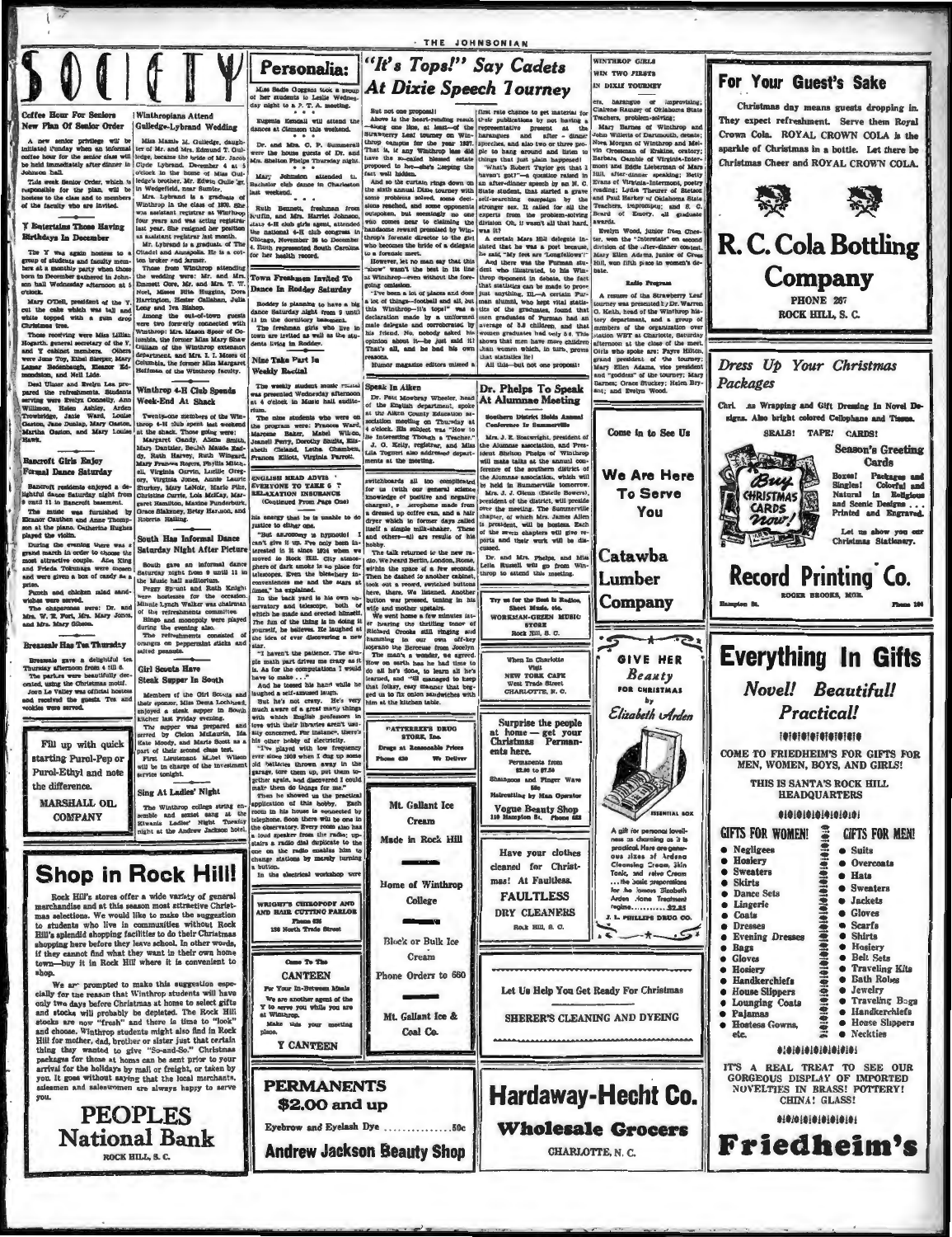# SOCIETY

## Coffee Hour For Seniors New Plan Of Senior Order

A new senior privilege will be initiated Tuesday when an informal coffee hour for the senior class will be held immediately after dinner in Johnson hall.

This week Senior Order, which is responsible for the plan, will be hostess to the class and to members of the faculty who are invited.

## Y Entertains Those Having Birthdays In December

The Y was again hostess to a group of students and faculty members here at a monthly party when those born in December gathered in Johnson hall Wednesday afternoon at 5 o'clock.

Mary O'Dell, president of the Y, cut the cake which was tall and white topped with a gum drop Christmas tree.

Those receiving were Miss Lillian Hogarth, general secretary of the Y, and Y cabinet members. Others were June Toy, Ethel Sleeper, Mary Lamar Bodenhamer, Eleanor Edmondson, and Nell Lide.

Deal Ulmer and Evelyn Lea prepared the refreshments. Students serving were Evelyn Connelly, Ann Williamson, Helen Ashley, Arden Trowbridge, Janie Ward, Louise Gaston, Jane Dunlap, Mary Gaston, Martha Gaston, and Mary Louise Hawk.

## Bancroft Girls Enjoy Formal Dance Saturday

Bancroft residents enjoyed a delightful dance Saturday night from 8 until 11 in Bancroft basement.

The music was furnished by Eleanor Cauthen and Anne Thompson at the piano. Catherine Hughes played the violin.

During the evening there was a grand march in order to choose the most attractive couple. Alice King and Frieda Tokunaga were chosen and were given a box of candy as a prize.

Punch and chicken salad sandwiches were served.

The chaperones were: Dr. and Mrs. W. R. Fort, Mrs. Mary Jones, and Mrs. Mary Gibson.

## Breazeale Has Tea Thursday

Breazeale gave a delightful tea Thursday afternoon from 4 till 6.

The parlors were beautifully decorated, using the Christmas motif.

Jean Le Vallee was official hostess and received the guests. Tea and cookies were served.

---

Fill up with quick starting Purol-Pep or Purol-Ethyl and note the difference.

**MARSHALL OIL COMPANY**

---

## Winthropians Attend Gulledge-Lybrand Wedding

Miss Mamie M. Gulledge, daughter of Mr. and Mrs. Edmund T. Gulledge, became the bride of Mr. Jacob Clyde Lybrand, December 4 at 5 o'clock in the home of Miss Gulledge's brother, Mr. Edwin Gulledge, in Wedgefield, near Sumter.

Mrs. Lybrand is a graduate of Winthrop in the class of 1930. She was assistant registrar at Winthrop four years and was acting registrar last year. She resigned her position as assistant registrar last month.

Mr. Lybrand is a graduate of The Citadel and Annapolis. He is a cotton broker and farmer.

Those from Winthrop attending the wedding were: Mr. and Mrs. Emmett Gore, Mr. and Mrs. T. W. Noel, Misses Ellie Huggins, Dora Harrington, Hester Callahan, Julia Long and Iva Bishop.

Among the out-of-town guests were two formerly connected with Winthrop: Mrs. Mamie Speer of Columbia, the former Miss Mary Shaw Gilliam of the Winthrop extension department, and Mrs. I. T. Moses of Columbia, the former Miss Margaret Hoffman of the Winthrop faculty.

## Winthrop 4-H Club Spends Week-End At Shack

Twenty-one members of the Winthrop 4-H club spent last weekend at the shack. Those going were:

Margaret Gandy, Allene Smith, Mary Dantzler, Beulah Maude Eddy, Ruth Harvey, Ruth Wingard, Mary Frances Rogers, Phyllis Mitchell, Virginia Garvin, Lucille Gregory, Virginia Jones, Annie Laurie Blakeley, Mary LeNoir, Marie Pike, Christine Currie, Lois McKay, Margaret Hamilton, Maxine Poindexter, Grace Blakeney, Betsy Hanson, and Roberta Halling.

## South Has Informal Dance Saturday Night After Picture

South gave an informal dance Saturday night from 8 until 11 in the Music hall auditorium.

Peggy Sprunt and Ruth Knight were hostesses for the occasion. Minnie Lynch Walker was chairman of the refreshments committee.

Bingo and monopoly were played during the evening also.

The refreshments consisted of oranges on peppermint sticks and salted peanuts.

## Girl Scouts Have Steak Supper In South

Members of the Girl Scouts and their sponsor, Miss Dena Lockhart, enjoyed a steak supper in South kitchen last Friday evening.

The supper was prepared and served by Cleion McLaurin, Ida Kate Moody, and Marie Scott as a part of their second class test.

First Lieutenant Mabel Wilson will be in charge of the investment service tonight.

## Sing At Ladies' Night

The Winthrop college string ensemble and sextet sang at the Kiwanis Ladies' Night Tuesday night at the Andrew Jackson hotel.

---

# Personalia:

Miss Sadie Goggans took a group of her students to Leslie Wednesday night to a P. T. A. meeting.

\* \* \*

Eugenia Kendall will attend the dances at Clemson this weekend.

\* \* \*

Dr. and Mrs. C. P. Summerall were the house guests of Dr. and Mrs. Shelton Phelps Thursday night.

\* \* \*

Mary Johnston attended the bachelor club dance in Charleston last weekend.

\* \* \*

Ruth Bennett, freshman from Ruffin, and Mrs. Harriet Johnson, state 4-H club girls agent, attended the national 4-H club congress in Chicago, November 26 to December 4. Ruth represented South Carolina for her health record.

## Town Freshmen Invited To Dance In Roddey Saturday

Roddey is planning to have a big dance Saturday night from 8 until 11 in the dormitory basement.

The freshman girls who live in town are invited as well as the students living in Roddey.

## Nine Take Part In Weekly Recital

The weekly student music recital was presented Wednesday afternoon at 4 o'clock in Music hall auditorium.

The nine students who were on the program were: Frances Ward, Marcene Baker, Mabel Wilcox, Jeanell Perry, Dorothy Smith, Elizabeth Cleland, Letha Chambers, Frances Elliott, Virginia Parrott.

---

## ENGLISH HEAD ADVISES EVERYONE TO TAKE A RELAXATION INSURANCE

(Continued From Page One)

this energy that he is unable to do justice to either one.

"But astronomy is hypnotic! I can't give it up. I've only been interested in it since 1924 when we moved to Rock Hill. City atmospheres of dark smoke is no place for telescopes. Even the bleachers lack conveniences me and the stars at times," he explained.

In the back yard is his own observatory and telescope, both of which he made and erected himself. The fun of the thing is in doing it yourself, he believes. He laughed at the idea of ever discovering a new star.

"I haven't the patience. The simple math part drives me crazy as it is. As for the computations I would have to make . . ."

And he tossed his hand while he laughed a self-amused laugh.

But he's not crazy. He's very much aware of a great many things with which English professors in love with their libraries aren't usually concerned. For instance, there's his other hobby of electricity.

"I've played with low frequency ever since 1909 when I dug up some old batteries thrown away in the garage, tore them up, put them together again, and discovered I could make them do things for me."

Then he showed us the practical application of this hobby. Each room in his house is connected by telephone. Soon there will be one in the observatory. Every room also has a loud speaker from the radio; upstairs a radio dial duplicate to the one on the radio enables him to change stations by merely turning a button.

In the electrical workshop were

---

WRIGHT'S CHIROPODY AND HAIR CUTTING PARLOR
Phone 836
136 North Trade Street

---

**Come To The CANTEEN**

For Your In-Between Meals

We are another agent of the Y to serve you while you are at Winthrop.

Make this your meeting place.

**Y CANTEEN**

---

# "It's Tops!" Say Cadets At Dixie Speech Tourney

But not one proposal!

Above is the heart-rending result—along one line, at least—of the Strawberry Leaf tourney on Winthrop campus for the year 1937. That is, if any Winthrop lass did have the so-called blessed estate proposed to her—she's keeping the fact well hidden.

And so the curtain rings down on the sixth annual Dixie tourney with some problems solved, some decisions reached, and some opponents outspoken, but seemingly no one who comes near to claiming the handsome reward promised by Winthrop's forensic director to the girl who becomes the bride of a delegate to a forensic meet.

However, let no man say that this "show" wasn't the best in its line at Winthrop—even without the foregoing omission.

"I've been a lot of places and done a lot of things—football and all, but this Winthrop—it's tops!" was a declaration made by a uniformed male delegate and corroborated by his friend. No, nobody asked his opinion about it—he just said it! That's all, and he had his own reasons.

Rumor magazine editors missed a first rate chance to get material for their publications by not having a representative present at the harangues and after - dinner speeches, and also two or three people to hang around and listen to things that just plain happened!

"What's Robert Taylor got that I haven't got?"—a question raised in an after-dinner speech by an N. C. State student, that started a grave self-searching campaign by the stronger sex. It called for all the experts from the problem-solving division. Oh, it wasn't all that hard, was it?

A certain Mars Hill delegate insisted that he was a poet because, he said, "My feet are 'Longfellows'!"

He was the Furman student who illustrated, to his Winthrop opponent in debate, the fact that statistics can be made to prove just anything. Ill—A certain Furman alumni, who kept vital statistics of the graduates, found that men graduates of Furman had an average of 3.3 children, and that women graduates had only 3.6. This shows that men have more children than women which, in turn, proves that statistics lie!

All this—but not one proposal!

## Speak In Aiken

Dr. Paul Mowbray Wheeler, head of the English department, spoke at the Aiken County Education association meeting on Thursday at 4 o'clock. His subject was "How to be Interesting Though a Teacher."

J. G. Kelly, registrar, and Miss Lila Tuggart also addressed departments at the meeting.

switchboards all too complicated for us (with our general science knowledge of positive and negative charges), a aerophone made from a dressed up coffee can, and a hair dryer which in former days called itself a simple milk-shaker. These and others—all are results of his hobby.

The talk returned to the new radio. We heard Berlin, London, Rome, within the space of a few seconds. Then he dashed to another cabinet, took out a record, switched buttons here, there. We listened. Another button was pressed, tuning in his wife and mother upstairs.

We went home a few minutes later hearing the thrilling tones of Richard Crooks still ringing and humming in our own off-key soprano the Berceuse from Jocelyn.

The man's a wonder, we agreed. How on earth has he had time to do all he's done, to learn all he's learned, and "still managed to keep that folksy, easy manner that begged us to fix onion sandwiches with him at the kitchen table."

---

PATTERSON'S DRUG STORE, Inc.
Drugs at Reasonable Prices
Phone 630 We Deliver

---

Mt. Gallant Ice Cream

Made in Rock Hill

Home of Winthrop College

Block or Bulk Ice Cream

Phone Orders to 660

Mt. Gallant Ice & Coal Co.

---

## Dr. Phelps To Speak At Alumnae Meeting

### Southern District Holds Annual Conference In Summerville

Mrs. J. E. Boatwright, president of the Alumnae association, and President Shelton Phelps of Winthrop will make talks at the annual conference of the southern district of the Alumnae association, which will be held in Summerville tomorrow.

Mrs. J. J. Glenn (Estelle Bowers), president of the district, will preside over the meeting. The Summerville chapter, of which Mrs. James Allen is president, will be hostess. Each of the seven chapters will give reports and their work will be discussed.

Dr. and Mrs. Phelps and Miss Leila Russell will go from Winthrop to attend this meeting.

---

Try us for the Best in Radios, Sheet Music, etc.
WORKMAN-GREEN MUSIC STORE
Rock Hill, S. C.

---

When In Charlotte Visit
NEW YORK CAFE
West Trade Street
CHARLOTTE, N. C.

---

Surprise the people at home — get your Christmas Permanents here.

Permanents from \$2.00 to \$7.50

Shampoos and Finger Wave 50c

Haircutting by Man Operator

Vogue Beauty Shop
130 Hampton St. Phone 622

---

Have your clothes cleaned for Christmas! At Faultless.

**FAULTLESS DRY CLEANERS**
Rock Hill, S. C.

---

## WINTHROP GIRLS WIN TWO FIRSTS IN DIXIE TOURNEY

ers, harangue or improvising; Clarene Ramsey of Oklahoma State Teachers, problem-solving;

Mary Barnes of Winthrop and John Willetts of Dartmouth, debate; Nora Morgan of Winthrop and Melvin Grossman of Erskine, oratory; Barbara Gamble of Virginia-Intermont and Eddie Lieberman of Mars Hill, after-dinner speaking; Betty Evans of Virginia-Intermont, poetry reading; Lydia Theurer of Stetson and Paul Harkey of Oklahoma State Teachers, impromptu; and S. C. Beard of Emory, all graduate awards.

Evelyn Wood, junior from Chester, won the "Interstate" on second division of the after-dinner contest. Mary Ellen Adams, junior of Cross Hill, won fifth place in women's debate.

### Radio Program

A resume of the Strawberry Leaf tourney was presented by Dr. Warren G. Keith, head of the Winthrop history department, and a group of members of the organization over station WBT at Charlotte, Saturday afternoon at the close of the meet. Girls who spoke are: Fayre Hilton, grand president of the tourney; Mary Ellen Adams, vice president and "goddess" of the tourney; Mary Barnes; Grace Stuckey; Helen Bryant; and Evelyn Wood.

---

Come in to See Us

**We Are Here To Serve You**

**Catawba Lumber Company**

---

GIVE HER *Beauty* FOR CHRISTMAS by *Elizabeth Arden*

ESSENTIAL BOX

A gift for personal loveliness as charming as it is practical. Here are generous sizes of Ardena Cleansing Cream, Skin Tonic, and Velva Cream . . . the basic preparations for the famous Elizabeth Arden Home Treatment regime. . . . . . . . . . \$2.25

J. L. PHILLIPS DRUG CO.

---

Let Us Help You Get Ready For Christmas

SHERER'S CLEANING AND DYEING

---

# Hardaway-Hecht Co.

**Wholesale Grocers**

CHARLOTTE, N. C.

---

## For Your Guest's Sake

Christmas day means guests dropping in. They expect refreshment. Serve them Royal Crown Cola. ROYAL CROWN COLA is the sparkle of Christmas in a bottle. Let there be Christmas Cheer and ROYAL CROWN COLA.

# R. C. Cola Bottling Company

PHONE 257
ROCK HILL, S. C.

---

## *Dress Up Your Christmas Packages*

Christmas Wrapping and Gift Dressing in Novel Designs. Also bright colored Cellophane and Tissue.

SEALS! TAPE! CARDS!

Season's Greeting Cards

Boxes! Singles! Natural Religious and Scenic Designs . . . Packages and Colorful and Printed and Engraved.

Buy CHRISTMAS CARDS Now!

Let us show you our Christmas Stationery.

# Record Printing Co.

ROGER BROOKS, MGR.

Hampton St. Phone 184

---

# Everything In Gifts

## *Novel! Beautiful! Practical!*

COME TO FRIEDHEIM'S FOR GIFTS FOR MEN, WOMEN, BOYS, AND GIRLS!

THIS IS SANTA'S ROCK HILL HEADQUARTERS

| GIFTS FOR WOMEN! | GIFTS FOR MEN! |
| --- | --- |
| Negligees | Suits |
| Hosiery | Overcoats |
| Sweaters | Hats |
| Skirts | Sweaters |
| Dance Sets | Jackets |
| Lingerie | Gloves |
| Coats | Scarfs |
| Dresses | Shirts |
| Evening Dresses | Hosiery |
| Bags | Belt Sets |
| Gloves | Traveling Kits |
| Hosiery | Bath Robes |
| Handkerchiefs | Jewelry |
| House Slippers | Traveling Bags |
| Lounging Coats | Handkerchiefs |
| Pajamas | House Slippers |
| Hostess Gowns, etc. | Neckties |

IT'S A REAL TREAT TO SEE OUR GORGEOUS DISPLAY OF IMPORTED NOVELTIES IN BRASS! POTTERY! CHINA! GLASS!

# Friedheim's

---

# Shop in Rock Hill!

Rock Hill's stores offer a wide variety of general merchandise and at this season most attractive Christmas selections. We would like to make the suggestion to students who live in communities without Rock Hill's splendid shopping facilities to do their Christmas shopping here before they leave school. In other words, if they cannot find what they want in their own home town—buy it in Rock Hill where it is convenient to shop.

We are prompted to make this suggestion especially for the reason that Winthrop students will have only two days before Christmas at home to select gifts and stocks will probably be depleted. The Rock Hill stocks are now "fresh" and there is time to "look" and choose. Winthrop students might also find in Rock Hill for mother, dad, brother or sister just that certain thing they wanted to give "So-and-So." Christmas packages for those at home can be sent prior to your arrival for the holidays by mail or freight, or taken by you. It goes without saying that the local merchants, salesmen and saleswomen are always happy to serve you.

# PEOPLES National Bank

ROCK HILL, S. C.

---

# PERMANENTS \$2.00 and up

Eyebrow and Eyelash Dye . . . . . . . . . . . . 50c

# Andrew Jackson Beauty Shop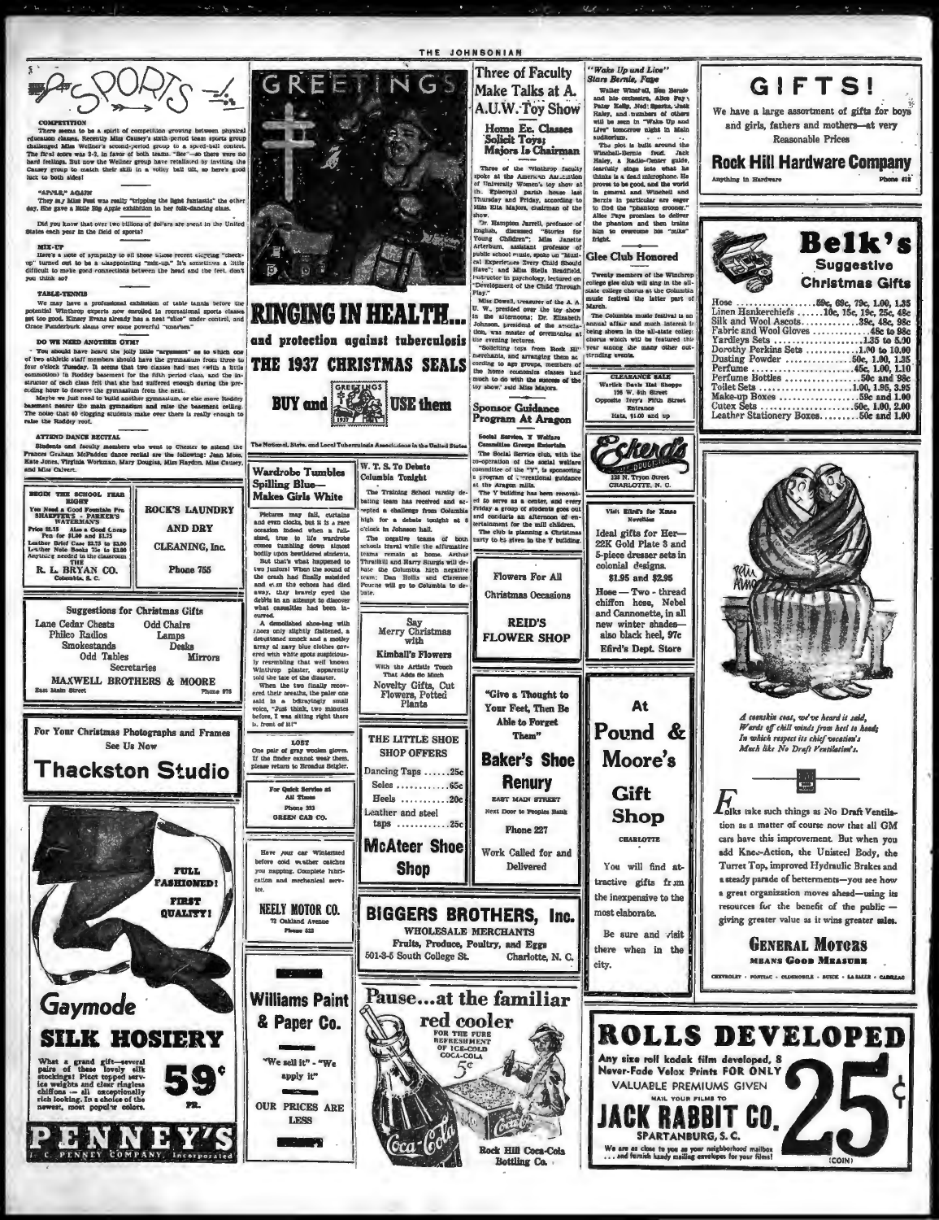# SPORTS

**COMPETITION**

There seems to be a spirit of competition growing between physical education classes. Recently Miss Causey's sixth-period team sports group challenged Miss Wellner's second-period group to a speed-ball contest. The first score was 2-2, in favor of both teams. "See"—so there were no hard feelings. But now the Wellner group have retaliated by inviting the Causey group to match their skill in a volley ball tilt, so here's good luck to both sides!

**"APPLE" AGAIN**

They say Miss Post was really "tripping the light fantastic" the other day. She gave a little Big Apple exhibition in her folk-dancing class.

Did you know that over two billions of dollars are spent in the United States each year in the field of sports?

**MIX-UP**

Here's a note of sympathy to all those whose recent stepping "check-up" turned out to be a disappointing "mix-up." It's sometimes a little difficult to make good connections between the head and the feet, don't you think so?

**TABLE-TENNIS**

We may have a professional exhibition of table tennis before the potential Winthrop experts now enrolled in recreational sports classes get too good. Kinsey Evans already has a neat "slice" under control, and Grace Funderburk slams over some powerful "smashes."

**DO WE NEED ANOTHER GYM?**

You should have heard the jolly little "argument" as to which one of two athletic staff members should have the gymnasium from three to four o'clock Tuesday. It seems that two classes had met (with a little commotion) in Roddey basement for the fifth period class, and the instructor of each class felt that she had suffered enough during the preceding hour to deserve the gymnasium from the next.

Maybe we just need to build another gymnasium, or else move Roddey basement nearer the main gymnasium and raise the basement ceiling. The noise that 40 clogging students make over there is really enough to raise the Roddey roof.

**ATTEND DANCE RECITAL**

Students and faculty members who went to Chester to attend the Frances Graham McFadden dance recital are the following: Jean Moss, Kate Jones, Virginia Workman, Mary Douglas, Miss Haydon, Miss Causey, and Miss Calvert.

---

BEGIN THE SCHOOL YEAR RIGHT

You Need a Good Fountain Pen — SHAEFFER'S - PARKER'S — WATERMAN'S

Price $2.75 — Also a Good Cheap Pen for $1.00 and $1.25

Leather Brief Case $2.75 to $3.00

Leather Note Books 75c to $3.00

Anything needed in the classroom

THE R. L. BRYAN CO.

Columbia, S. C.

---

ROCK'S LAUNDRY AND DRY CLEANING, Inc.

Phone 755

---

Suggestions for Christmas Gifts

Lane Cedar Chests — Odd Chairs

Philco Radios — Lamps

Smokestands — Desks

Odd Tables — Mirrors

Secretaries

MAXWELL BROTHERS & MOORE

East Main Street — Phone 976

---

For Your Christmas Photographs and Frames See Us Now

**Thackston Studio**

---

FULL FASHIONED! FIRST QUALITY!

**Gaymode SILK HOSIERY**

What a grand gift—several pairs of these lovely silk stockings! Picot topped service weights and clear ringless chiffons — all exceptionally rich looking. In a choice of the newest, most popular colors.

59¢ PR.

**PENNEY'S**

J. C. PENNEY COMPANY, Incorporated

---

GREETINGS

# RINGING IN HEALTH...

## and protection against tuberculosis

## THE 1937 CHRISTMAS SEALS

BUY and USE them

The National, State, and Local Tuberculosis Associations in the United States

---

## Wardrobe Tumbles Spilling Blue—Makes Girls White

Pictures may fall, curtains and even clocks, but it is a rare occasion indeed when a full-sized, true to life wardrobe comes tumbling down almost bodily upon bewildered students. But that's what happened to two juniors! When the sound of the crash had finally subsided and even the echoes had died away, they bravely eyed the debris in an attempt to discover what casualties had been incurred.

A demolished shoe-bag with shoes only slightly flattened, a despairing smock and a motley array of navy blue clothes covered with white spots suspiciously resembling that well known Winthrop plaster, apparently told the tale of the disaster.

When the two finally recovered their breaths, the paler one said in a betrayingly small voice, "Just think, two minutes before, I was sitting right there in front of it!"

---

## W. T. S. To Debate Columbia Tonight

The Training School varsity debating team has received and accepted a challenge from Columbia high for a debate tonight at 8 o'clock in Johnson hall.

The negative teams of both schools travel while the affirmative teams remain at home. Arthur Thrailkill and Harry Sturgis will debate the Columbia high negative team; Dan Hollis and Clarence Pounds will go to Columbia to debate.

---

LOST

One pair of gray woolen gloves. If the finder cannot wear them, please return to Broadus Seigler.

---

For Quick Service at All Times

Phone 333

GREEN CAB CO.

---

Have your car Winterized before cold weather catches you napping. Complete lubrication and mechanical service.

NEELY MOTOR CO.

72 Oakland Avenue

Phone 522

---

Williams Paint & Paper Co.

"We sell it" - "We apply it"

OUR PRICES ARE LESS

---

Say Merry Christmas with

Kimball's Flowers

With the Artistic Touch That Adds So Much

Novelty Gifts, Cut Flowers, Potted Plants

---

THE LITTLE SHOE SHOP OFFERS

Dancing Taps ...... 25c

Soles ............ 65c

Heels ........... 20c

Leather and steel taps ........... 25c

**McAteer Shoe Shop**

---

**BIGGERS BROTHERS, Inc.**

WHOLESALE MERCHANTS

Fruits, Produce, Poultry, and Eggs

501-3-5 South College St. — Charlotte, N. C.

---

Pause...at the familiar red cooler

FOR THE PURE REFRESHMENT OF ICE-COLD COCA-COLA

5¢

Rock Hill Coca-Cola Bottling Co.

---

## Three of Faculty Make Talks at A. A.U.W. Toy Show

### Home Ec. Classes Solicit Toys; Majors Is Chairman

Three of the Winthrop faculty spoke at the American Association of University Women's toy show at the Episcopal parish house last Thursday and Friday, according to Miss Ella Majors, chairman of the show.

Dr. Hampton Jarrell, professor of English, discussed "Stories for Young Children"; Miss Janette Arterburn, assistant professor of public school music, spoke on "Musical Experiences Every Child Should Have"; and Miss Stella Bradfield, instructor in psychology, lectured on "Development of the Child Through Play."

Miss Dowell, treasurer of the A. A. U. W., presided over the toy show in the afternoon; Dr. Elizabeth Johnson, president of the association, was master of ceremonies at the evening lectures.

"Soliciting toys from Rock Hill merchants, and arranging them according to age groups, members of the home economics classes had much to do with the success of the toy show," said Miss Majors.

---

## Sponsor Guidance Program At Aragon

### Social Service, Y Welfare Committee Groups Entertain

The Social Service club, with the co-operation of the social welfare committee of the "Y," is sponsoring a program of recreational guidance at the Aragon mills.

The Y building has been renovated to serve as a center, and every Friday a group of students goes out and conducts an afternoon of entertainment for the mill children.

The club is planning a Christmas party to be given in the Y building.

---

Flowers For All Christmas Occasions

REID'S FLOWER SHOP

---

"Give a Thought to Your Feet, Then Be Able to Forget Them"

**Baker's Shoe Renury**

EAST MAIN STREET

Next Door to Peoples Bank

Phone 227

Work Called for and Delivered

---

## "Wake Up and Live" Stars Bernie, Faye

Walter Winchell, Ben Bernie and his orchestra, Alice Faye, Patsy Kelly, Ned Sparks, Jack Haley, and numbers of others will be seen in "Wake Up and Live" tomorrow night in Main auditorium.

The plot is built around the Winchell-Bernie feud. Jack Haley, a Radio-Center guide, secretly sings into what he thinks is a dead microphone. He proves to be good, and the world in general and Winchell and Bernie in particular are eager to find the "phantom crooner." Alice Faye promises to deliver the phantom and then trains him to overcome his "mike" fright.

---

## Glee Club Honored

Twenty members of the Winthrop college glee club will sing in the all-state college chorus at the Columbia music festival the latter part of March.

The Columbia music festival is an annual affair and much interest is being shown in the all-state college chorus which will be featured this year among the many other outstanding events.

---

CLEARANCE SALE

Warlick Davis Hat Shoppe

176 W. 5th Street

Opposite Ivey's Fifth Street Entrance

Hats, $1.00 and up

---

Eckerd's

125 N. Tryon Street

CHARLOTTE, N. C.

---

Visit Efird's for Xmas Novelties

Ideal gifts for Her— 22K Gold Plate 3 and 5-piece dresser sets in colonial designs.

$1.95 and $2.95

Hose — Two - thread chiffon hose, Nebel and Cannonette, in all new winter shades—also black heel, 97c

Efird's Dept. Store

---

At **Pound & Moore's Gift Shop**

CHARLOTTE

You will find attractive gifts from the inexpensive to the most elaborate.

Be sure and visit there when in the city.

---

# GIFTS!

We have a large assortment of gifts for boys and girls, fathers and mothers—at very Reasonable Prices

**Rock Hill Hardware Company**

Anything in Hardware — Phone 612

---

## Belk's

### Suggestive Christmas Gifts

| | |
|---|---|
| Hose | .59c, 69c, 79c, 1.00, 1.35 |
| Linen Handkerchiefs | 10c, 15c, 19c, 25c, 48c |
| Silk and Wool Ascots | 38c, 48c, 98c |
| Fabric and Wool Gloves | 48c to 98c |
| Yardleys Sets | 1.35 to 5.00 |
| Dorothy Perkins Sets | 1.00 to 10.00 |
| Dusting Powder | 50c, 1.00, 1.35 |
| Perfume | 45c, 1.00, 1.10 |
| Perfume Bottles | 50c and 98c |
| Toilet Sets | 1.00, 1.95, 3.95 |
| Make-up Boxes | 59c and 1.00 |
| Cutex Sets | 50c, 1.00, 2.00 |
| Leather Stationery Boxes | 50c and 1.00 |

---

*A coonskin coat, we've heard it said, Wards off chill winds from heel to head; In which respect its chief vocation's Much like No Draft Ventilation's.*

Folks take such things as No Draft Ventilation as a matter of course now that all GM cars have this improvement. But when you add Knee-Action, the Unisteel Body, the Turret Top, improved Hydraulic Brakes and a steady parade of betterments—you see how a great organization moves ahead—using its resources for the benefit of the public—giving greater value as it wins greater sales.

**GENERAL MOTORS** MEANS GOOD MEASURE

CHEVROLET • PONTIAC • OLDSMOBILE • BUICK • LA SALLE • CADILLAC

---

# ROLLS DEVELOPED

Any size roll kodak film developed, 8 Never-Fade Velox Prints FOR ONLY 25¢ (COIN)

VALUABLE PREMIUMS GIVEN

MAIL YOUR FILMS TO

**JACK RABBIT CO.**

SPARTANBURG, S. C.

We are as close to you as your neighborhood mailbox ... and furnish handy mailing envelopes for your films!